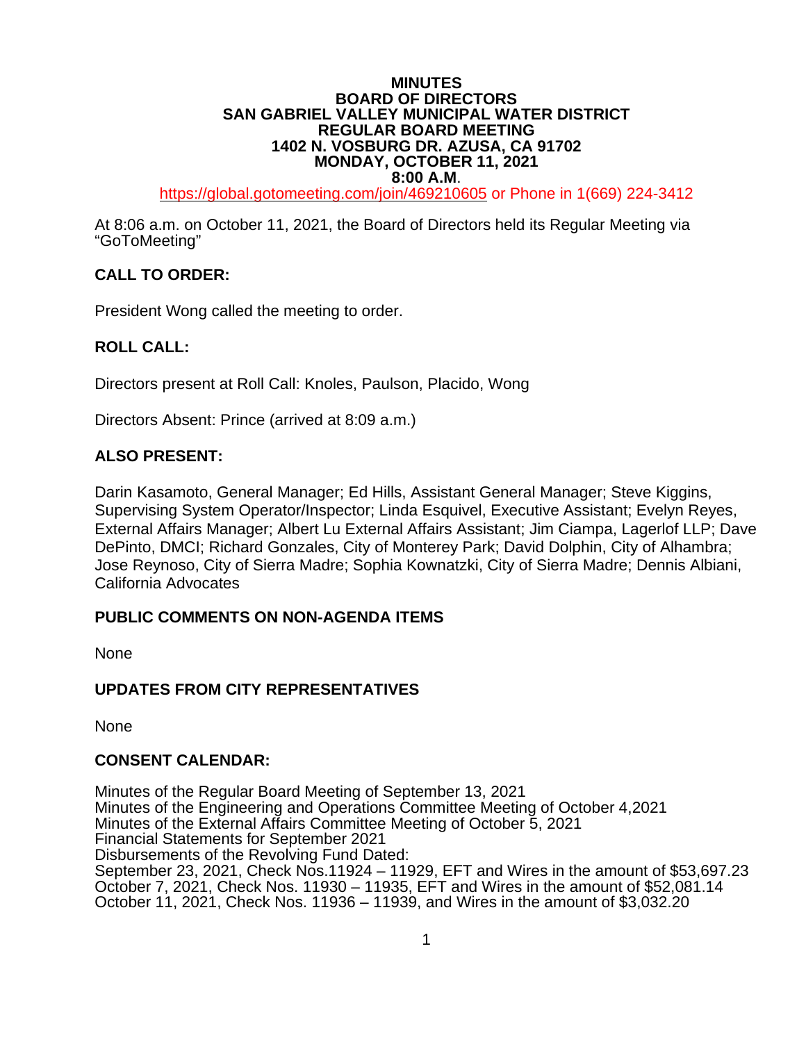**MINUTES**
**BOARD OF DIRECTORS**
**SAN GABRIEL VALLEY MUNICIPAL WATER DISTRICT**
**REGULAR BOARD MEETING**
**1402 N. VOSBURG DR. AZUSA, CA 91702**
**MONDAY, OCTOBER 11, 2021**
**8:00 A.M**.

https://global.gotomeeting.com/join/469210605 or Phone in 1(669) 224-3412

At 8:06 a.m. on October 11, 2021, the Board of Directors held its Regular Meeting via "GoToMeeting"

## CALL TO ORDER:

President Wong called the meeting to order.

## ROLL CALL:

Directors present at Roll Call: Knoles, Paulson, Placido, Wong

Directors Absent: Prince (arrived at 8:09 a.m.)

## ALSO PRESENT:

Darin Kasamoto, General Manager; Ed Hills, Assistant General Manager; Steve Kiggins, Supervising System Operator/Inspector; Linda Esquivel, Executive Assistant; Evelyn Reyes, External Affairs Manager; Albert Lu External Affairs Assistant; Jim Ciampa, Lagerlof LLP; Dave DePinto, DMCI; Richard Gonzales, City of Monterey Park; David Dolphin, City of Alhambra; Jose Reynoso, City of Sierra Madre; Sophia Kownatzki, City of Sierra Madre; Dennis Albiani, California Advocates

## PUBLIC COMMENTS ON NON-AGENDA ITEMS

None

## UPDATES FROM CITY REPRESENTATIVES

None

## CONSENT CALENDAR:

Minutes of the Regular Board Meeting of September 13, 2021
Minutes of the Engineering and Operations Committee Meeting of October 4,2021
Minutes of the External Affairs Committee Meeting of October 5, 2021
Financial Statements for September 2021
Disbursements of the Revolving Fund Dated:
September 23, 2021, Check Nos.11924 – 11929, EFT and Wires in the amount of $53,697.23
October 7, 2021, Check Nos. 11930 – 11935, EFT and Wires in the amount of $52,081.14
October 11, 2021, Check Nos. 11936 – 11939, and Wires in the amount of $3,032.20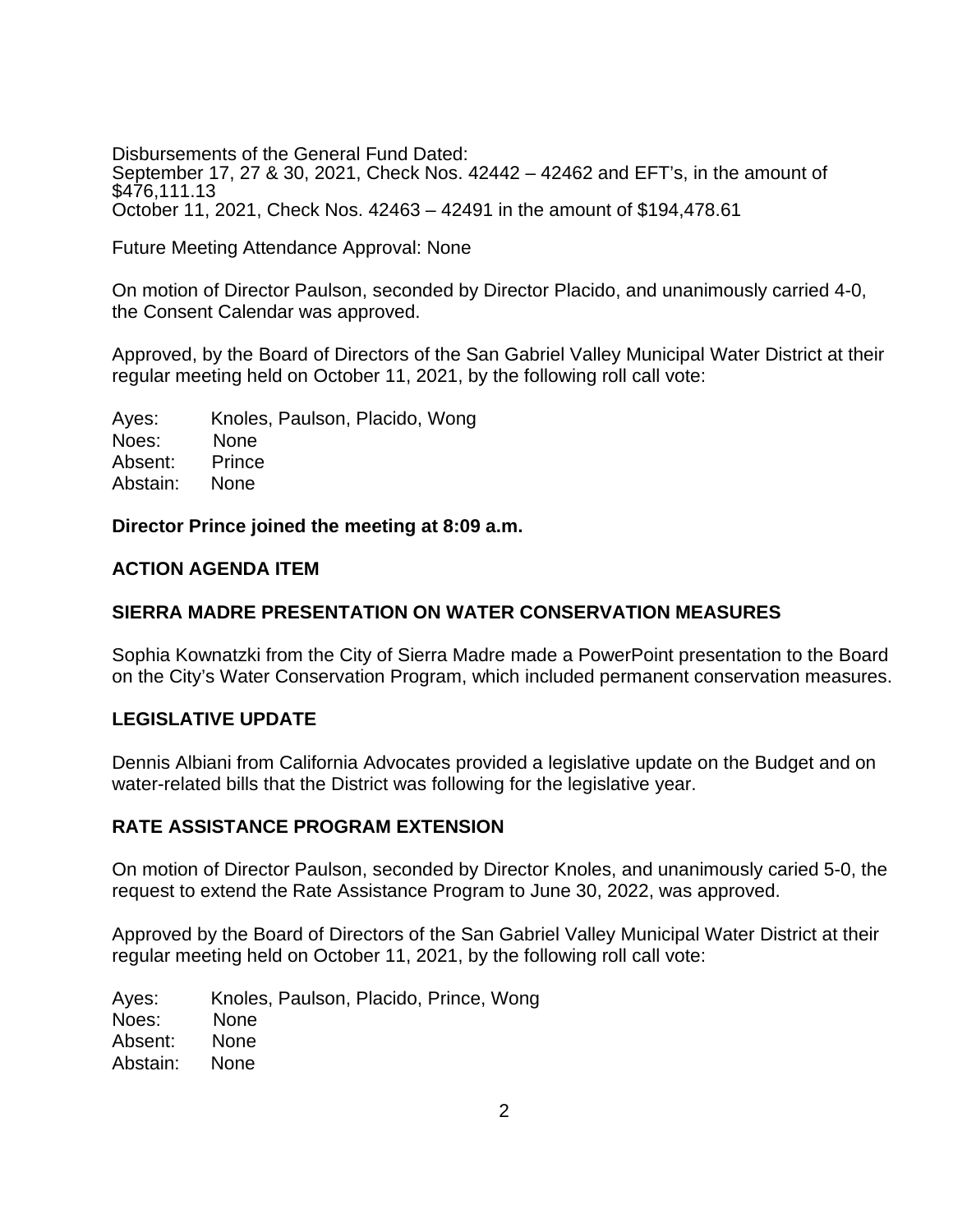Disbursements of the General Fund Dated:
September 17, 27 & 30, 2021, Check Nos. 42442 – 42462 and EFT's, in the amount of $476,111.13
October 11, 2021, Check Nos. 42463 – 42491 in the amount of $194,478.61

Future Meeting Attendance Approval: None

On motion of Director Paulson, seconded by Director Placido, and unanimously carried 4-0, the Consent Calendar was approved.

Approved, by the Board of Directors of the San Gabriel Valley Municipal Water District at their regular meeting held on October 11, 2021, by the following roll call vote:

Ayes: Knoles, Paulson, Placido, Wong
Noes: None
Absent: Prince
Abstain: None

**Director Prince joined the meeting at 8:09 a.m.**

## ACTION AGENDA ITEM

## SIERRA MADRE PRESENTATION ON WATER CONSERVATION MEASURES

Sophia Kownatzki from the City of Sierra Madre made a PowerPoint presentation to the Board on the City's Water Conservation Program, which included permanent conservation measures.

## LEGISLATIVE UPDATE

Dennis Albiani from California Advocates provided a legislative update on the Budget and on water-related bills that the District was following for the legislative year.

## RATE ASSISTANCE PROGRAM EXTENSION

On motion of Director Paulson, seconded by Director Knoles, and unanimously caried 5-0, the request to extend the Rate Assistance Program to June 30, 2022, was approved.

Approved by the Board of Directors of the San Gabriel Valley Municipal Water District at their regular meeting held on October 11, 2021, by the following roll call vote:

Ayes: Knoles, Paulson, Placido, Prince, Wong
Noes: None
Absent: None
Abstain: None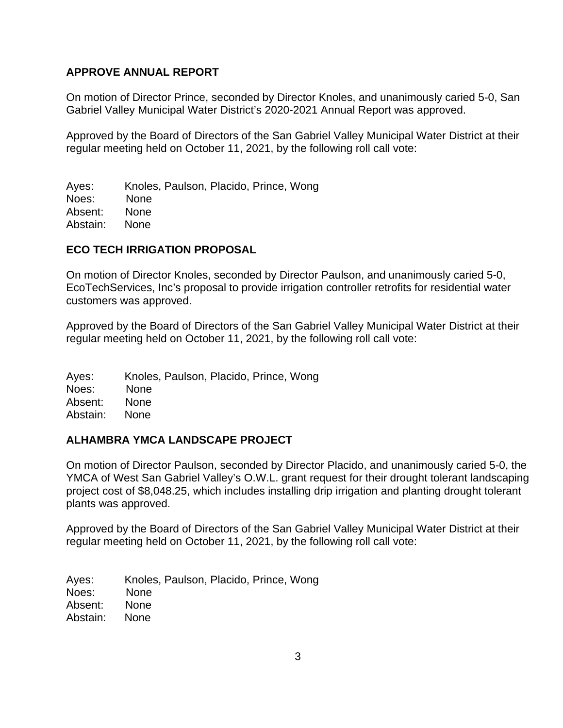**APPROVE ANNUAL REPORT**

On motion of Director Prince, seconded by Director Knoles, and unanimously caried 5-0, San Gabriel Valley Municipal Water District's 2020-2021 Annual Report was approved.

Approved by the Board of Directors of the San Gabriel Valley Municipal Water District at their regular meeting held on October 11, 2021, by the following roll call vote:

Ayes: Knoles, Paulson, Placido, Prince, Wong
Noes: None
Absent: None
Abstain: None

**ECO TECH IRRIGATION PROPOSAL**

On motion of Director Knoles, seconded by Director Paulson, and unanimously caried 5-0, EcoTechServices, Inc's proposal to provide irrigation controller retrofits for residential water customers was approved.

Approved by the Board of Directors of the San Gabriel Valley Municipal Water District at their regular meeting held on October 11, 2021, by the following roll call vote:

Ayes: Knoles, Paulson, Placido, Prince, Wong
Noes: None
Absent: None
Abstain: None

**ALHAMBRA YMCA LANDSCAPE PROJECT**

On motion of Director Paulson, seconded by Director Placido, and unanimously caried 5-0, the YMCA of West San Gabriel Valley's O.W.L. grant request for their drought tolerant landscaping project cost of $8,048.25, which includes installing drip irrigation and planting drought tolerant plants was approved.

Approved by the Board of Directors of the San Gabriel Valley Municipal Water District at their regular meeting held on October 11, 2021, by the following roll call vote:

Ayes: Knoles, Paulson, Placido, Prince, Wong
Noes: None
Absent: None
Abstain: None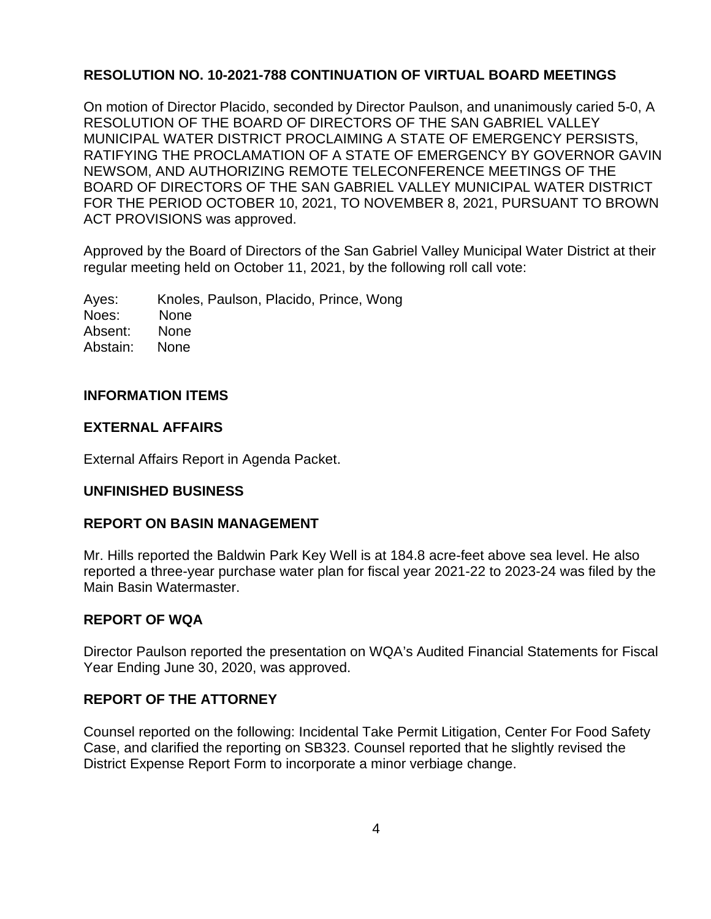**RESOLUTION NO. 10-2021-788 CONTINUATION OF VIRTUAL BOARD MEETINGS**

On motion of Director Placido, seconded by Director Paulson, and unanimously caried 5-0, A RESOLUTION OF THE BOARD OF DIRECTORS OF THE SAN GABRIEL VALLEY MUNICIPAL WATER DISTRICT PROCLAIMING A STATE OF EMERGENCY PERSISTS, RATIFYING THE PROCLAMATION OF A STATE OF EMERGENCY BY GOVERNOR GAVIN NEWSOM, AND AUTHORIZING REMOTE TELECONFERENCE MEETINGS OF THE BOARD OF DIRECTORS OF THE SAN GABRIEL VALLEY MUNICIPAL WATER DISTRICT FOR THE PERIOD OCTOBER 10, 2021, TO NOVEMBER 8, 2021, PURSUANT TO BROWN ACT PROVISIONS was approved.

Approved by the Board of Directors of the San Gabriel Valley Municipal Water District at their regular meeting held on October 11, 2021, by the following roll call vote:

Ayes: Knoles, Paulson, Placido, Prince, Wong
Noes: None
Absent: None
Abstain: None

**INFORMATION ITEMS**

**EXTERNAL AFFAIRS**

External Affairs Report in Agenda Packet.

**UNFINISHED BUSINESS**

**REPORT ON BASIN MANAGEMENT**

Mr. Hills reported the Baldwin Park Key Well is at 184.8 acre-feet above sea level. He also reported a three-year purchase water plan for fiscal year 2021-22 to 2023-24 was filed by the Main Basin Watermaster.

**REPORT OF WQA**

Director Paulson reported the presentation on WQA's Audited Financial Statements for Fiscal Year Ending June 30, 2020, was approved.

**REPORT OF THE ATTORNEY**

Counsel reported on the following: Incidental Take Permit Litigation, Center For Food Safety Case, and clarified the reporting on SB323. Counsel reported that he slightly revised the District Expense Report Form to incorporate a minor verbiage change.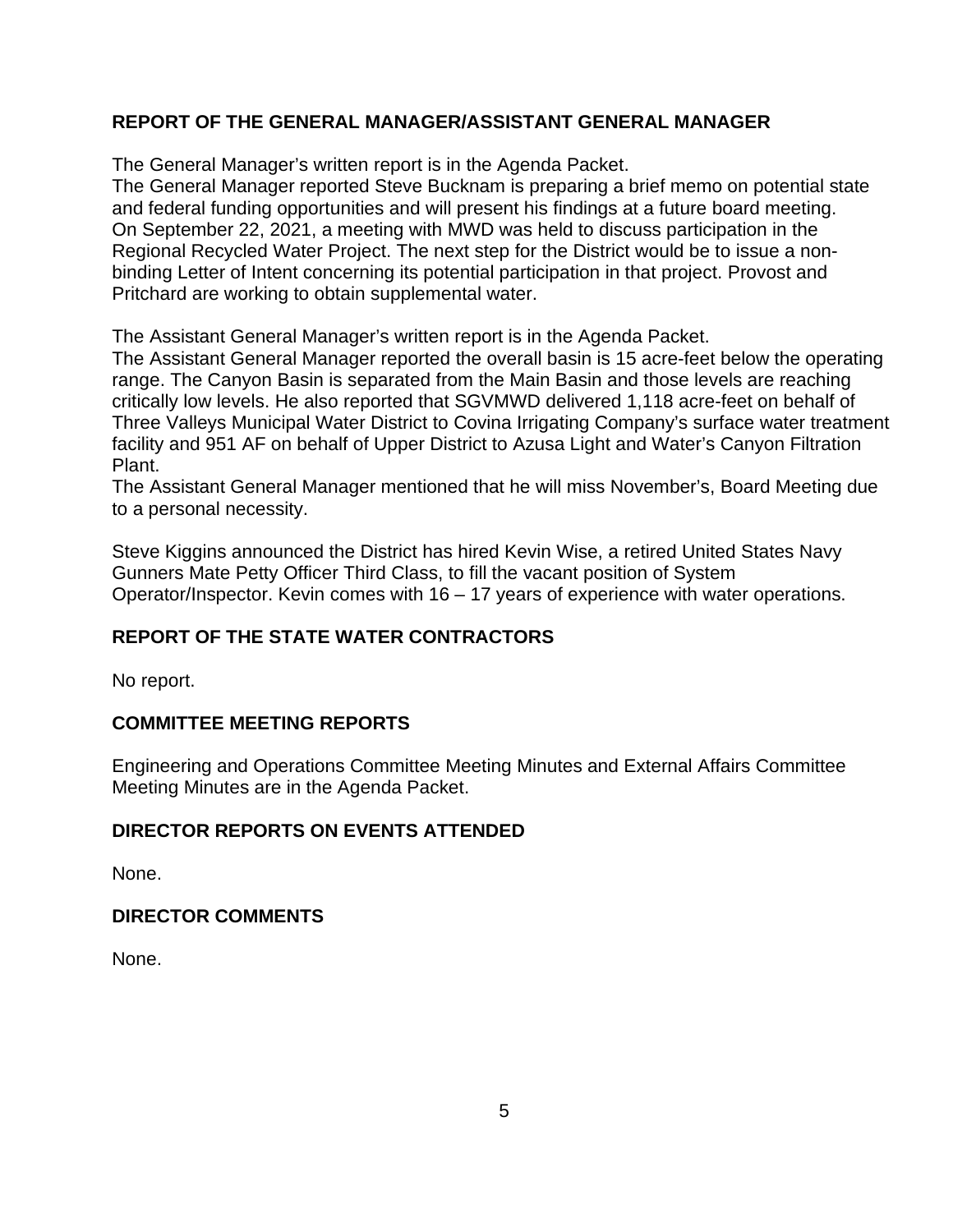## REPORT OF THE GENERAL MANAGER/ASSISTANT GENERAL MANAGER

The General Manager's written report is in the Agenda Packet.
The General Manager reported Steve Bucknam is preparing a brief memo on potential state and federal funding opportunities and will present his findings at a future board meeting. On September 22, 2021, a meeting with MWD was held to discuss participation in the Regional Recycled Water Project. The next step for the District would be to issue a non-binding Letter of Intent concerning its potential participation in that project. Provost and Pritchard are working to obtain supplemental water.

The Assistant General Manager's written report is in the Agenda Packet.
The Assistant General Manager reported the overall basin is 15 acre-feet below the operating range. The Canyon Basin is separated from the Main Basin and those levels are reaching critically low levels. He also reported that SGVMWD delivered 1,118 acre-feet on behalf of Three Valleys Municipal Water District to Covina Irrigating Company's surface water treatment facility and 951 AF on behalf of Upper District to Azusa Light and Water's Canyon Filtration Plant.
The Assistant General Manager mentioned that he will miss November's, Board Meeting due to a personal necessity.

Steve Kiggins announced the District has hired Kevin Wise, a retired United States Navy Gunners Mate Petty Officer Third Class, to fill the vacant position of System Operator/Inspector. Kevin comes with 16 – 17 years of experience with water operations.

## REPORT OF THE STATE WATER CONTRACTORS

No report.

## COMMITTEE MEETING REPORTS

Engineering and Operations Committee Meeting Minutes and External Affairs Committee Meeting Minutes are in the Agenda Packet.

## DIRECTOR REPORTS ON EVENTS ATTENDED

None.

## DIRECTOR COMMENTS

None.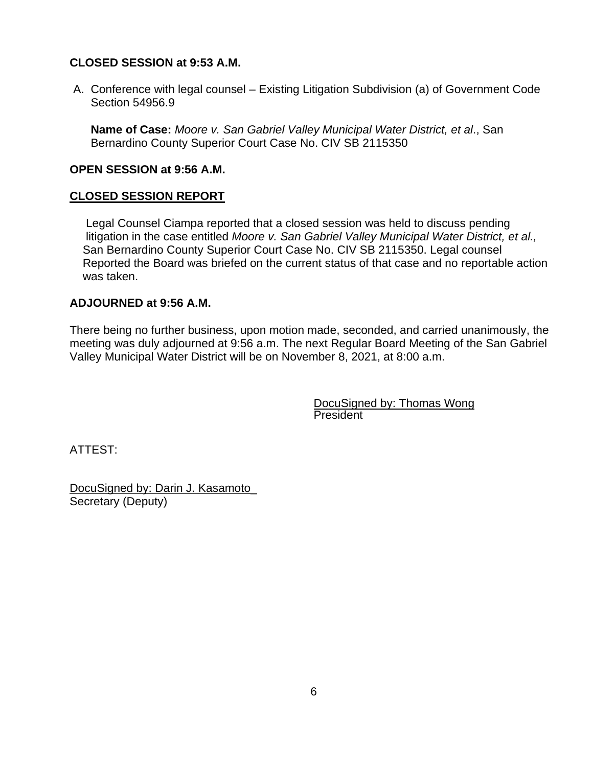**CLOSED SESSION at 9:53 A.M.**

A. Conference with legal counsel – Existing Litigation Subdivision (a) of Government Code Section 54956.9

**Name of Case:** *Moore v. San Gabriel Valley Municipal Water District, et al*., San Bernardino County Superior Court Case No. CIV SB 2115350

**OPEN SESSION at 9:56 A.M.**

**CLOSED SESSION REPORT**

Legal Counsel Ciampa reported that a closed session was held to discuss pending litigation in the case entitled *Moore v. San Gabriel Valley Municipal Water District, et al.,* San Bernardino County Superior Court Case No. CIV SB 2115350. Legal counsel Reported the Board was briefed on the current status of that case and no reportable action was taken.

**ADJOURNED at 9:56 A.M.**

There being no further business, upon motion made, seconded, and carried unanimously, the meeting was duly adjourned at 9:56 a.m. The next Regular Board Meeting of the San Gabriel Valley Municipal Water District will be on November 8, 2021, at 8:00 a.m.

DocuSigned by: Thomas Wong
President

ATTEST:

DocuSigned by: Darin J. Kasamoto
Secretary (Deputy)